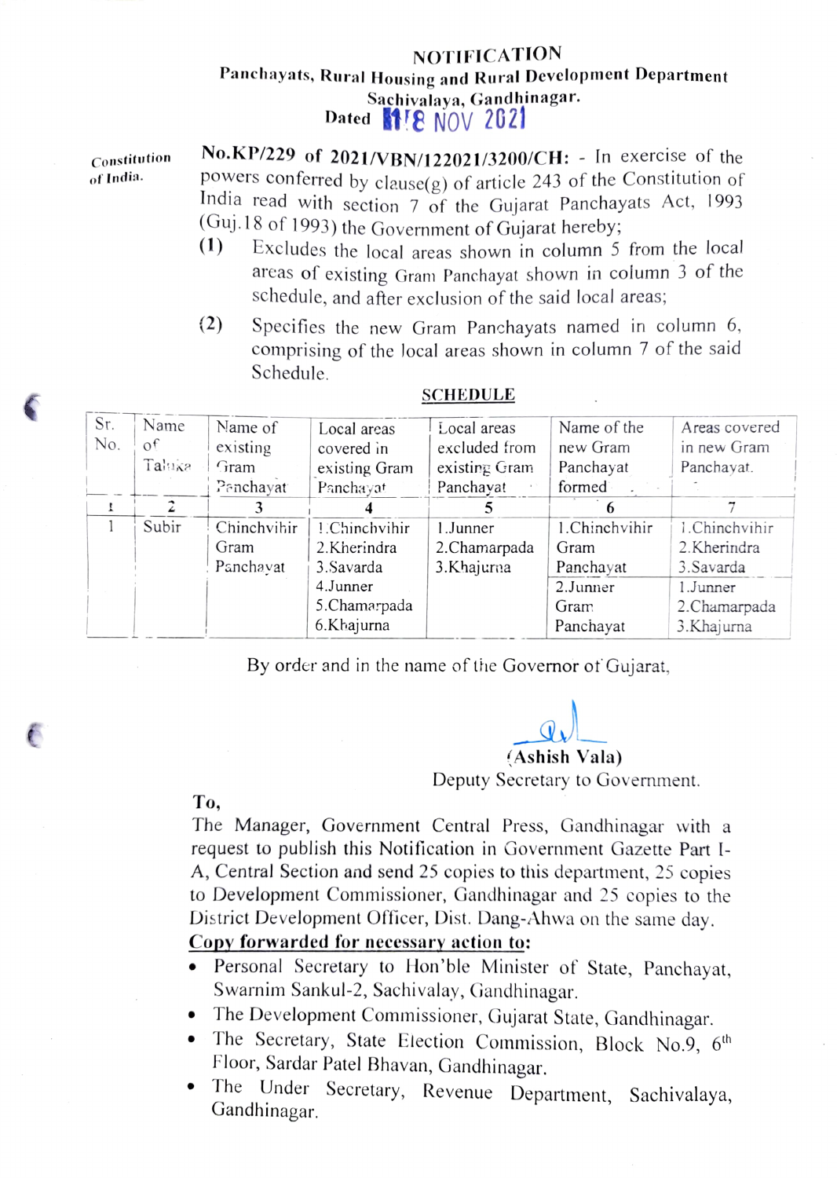# NOTIFICATION

**Panchayats, Rural Housing and Rural Development Department**
**Sachivalaya, Gandhinagar.**
**Dated 18 NOV 2021**

Constitution of India.

**No.KP/229 of 2021/VBN/122021/3200/CH:** - In exercise of the powers conferred by clause(g) of article 243 of the Constitution of India read with section 7 of the Gujarat Panchayats Act, 1993 (Guj.18 of 1993) the Government of Gujarat hereby;

(1) Excludes the local areas shown in column 5 from the local areas of existing Gram Panchayat shown in column 3 of the schedule, and after exclusion of the said local areas;

(2) Specifies the new Gram Panchayats named in column 6, comprising of the local areas shown in column 7 of the said Schedule.

**SCHEDULE**

| Sr. No. | Name of Taluka | Name of existing Gram Panchayat | Local areas covered in existing Gram Panchayat | Local areas excluded from existing Gram Panchayat | Name of the new Gram Panchayat formed | Areas covered in new Gram Panchayat. |
|---|---|---|---|---|---|---|
| 1 | 2 | 3 | 4 | 5 | 6 | 7 |
| 1 | Subir | Chinchvihir Gram Panchayat | 1.Chinchvihir<br>2.Kherindra<br>3.Savarda<br>4.Junner<br>5.Chamarpada<br>6.Khajurna | 1.Junner<br>2.Chamarpada<br>3.Khajurna | 1.Chinchvihir Gram Panchayat | 1.Chinchvihir<br>2.Kherindra<br>3.Savarda |
| | | | | | 2.Junner Gram Panchayat | 1.Junner<br>2.Chamarpada<br>3.Khajurna |

By order and in the name of the Governor of Gujarat,

(Ashish Vala)
Deputy Secretary to Government.

**To,**

The Manager, Government Central Press, Gandhinagar with a request to publish this Notification in Government Gazette Part I-A, Central Section and send 25 copies to this department, 25 copies to Development Commissioner, Gandhinagar and 25 copies to the District Development Officer, Dist. Dang-Ahwa on the same day.

**Copy forwarded for necessary action to:**

- Personal Secretary to Hon'ble Minister of State, Panchayat, Swarnim Sankul-2, Sachivalay, Gandhinagar.
- The Development Commissioner, Gujarat State, Gandhinagar.
- The Secretary, State Election Commission, Block No.9, 6th Floor, Sardar Patel Bhavan, Gandhinagar.
- The Under Secretary, Revenue Department, Sachivalaya, Gandhinagar.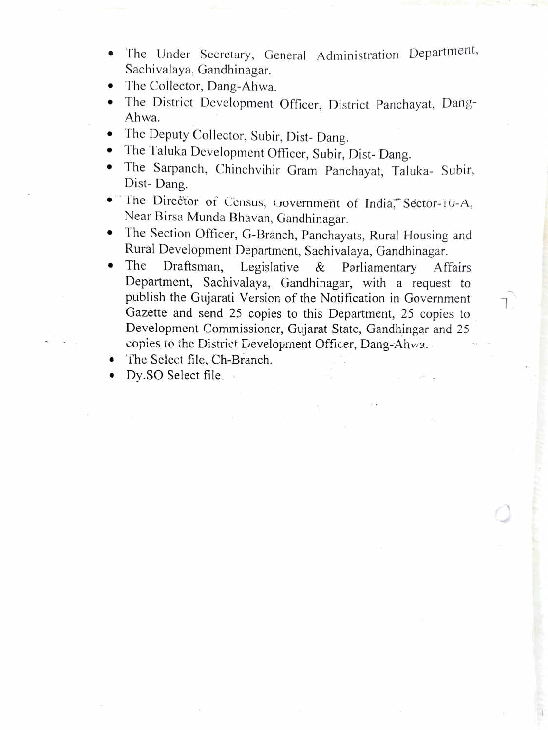- The Under Secretary, General Administration Department, Sachivalaya, Gandhinagar.
- The Collector, Dang-Ahwa.
- The District Development Officer, District Panchayat, Dang-Ahwa.
- The Deputy Collector, Subir, Dist- Dang.
- The Taluka Development Officer, Subir, Dist- Dang.
- The Sarpanch, Chinchvihir Gram Panchayat, Taluka- Subir, Dist- Dang.
- The Director of Census, Government of India, Sector-10-A, Near Birsa Munda Bhavan, Gandhinagar.
- The Section Officer, G-Branch, Panchayats, Rural Housing and Rural Development Department, Sachivalaya, Gandhinagar.
- The Draftsman, Legislative & Parliamentary Affairs Department, Sachivalaya, Gandhinagar, with a request to publish the Gujarati Version of the Notification in Government Gazette and send 25 copies to this Department, 25 copies to Development Commissioner, Gujarat State, Gandhingar and 25 copies to the District Development Officer, Dang-Ahwa.
- The Select file, Ch-Branch.
- Dy.SO Select file